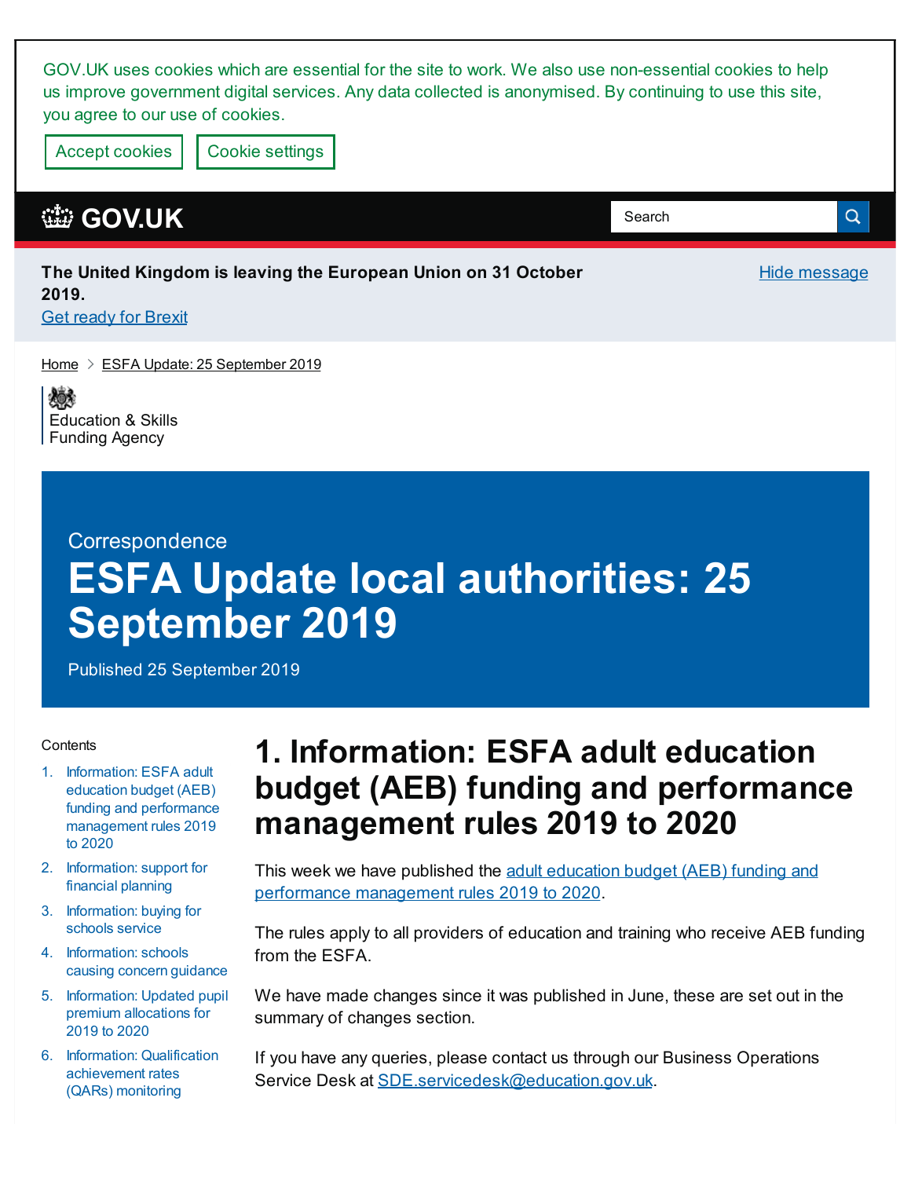GOV.UK uses cookies which are essential for the site to work. We also use non-essential cookies to help us improve government digital services. Any data collected is anonymised. By continuing to use this site, you agree to our use of cookies.

Accept cookies | Cookie settings

GOV.UK

Search

**The United Kingdom is leaving the European Union on 31 October 2019.**

Get ready for Brexit

Hide message

Home > ESFA Update: 25 September 2019

Education & Skills Funding Agency

Correspondence

# ESFA Update local authorities: 25 September 2019

Published 25 September 2019

Contents

1. Information: ESFA adult education budget (AEB) funding and performance management rules 2019 to 2020
2. Information: support for financial planning
3. Information: buying for schools service
4. Information: schools causing concern guidance
5. Information: Updated pupil premium allocations for 2019 to 2020
6. Information: Qualification achievement rates (QARs) monitoring

## 1. Information: ESFA adult education budget (AEB) funding and performance management rules 2019 to 2020

This week we have published the adult education budget (AEB) funding and performance management rules 2019 to 2020.

The rules apply to all providers of education and training who receive AEB funding from the ESFA.

We have made changes since it was published in June, these are set out in the summary of changes section.

If you have any queries, please contact us through our Business Operations Service Desk at SDE.servicedesk@education.gov.uk.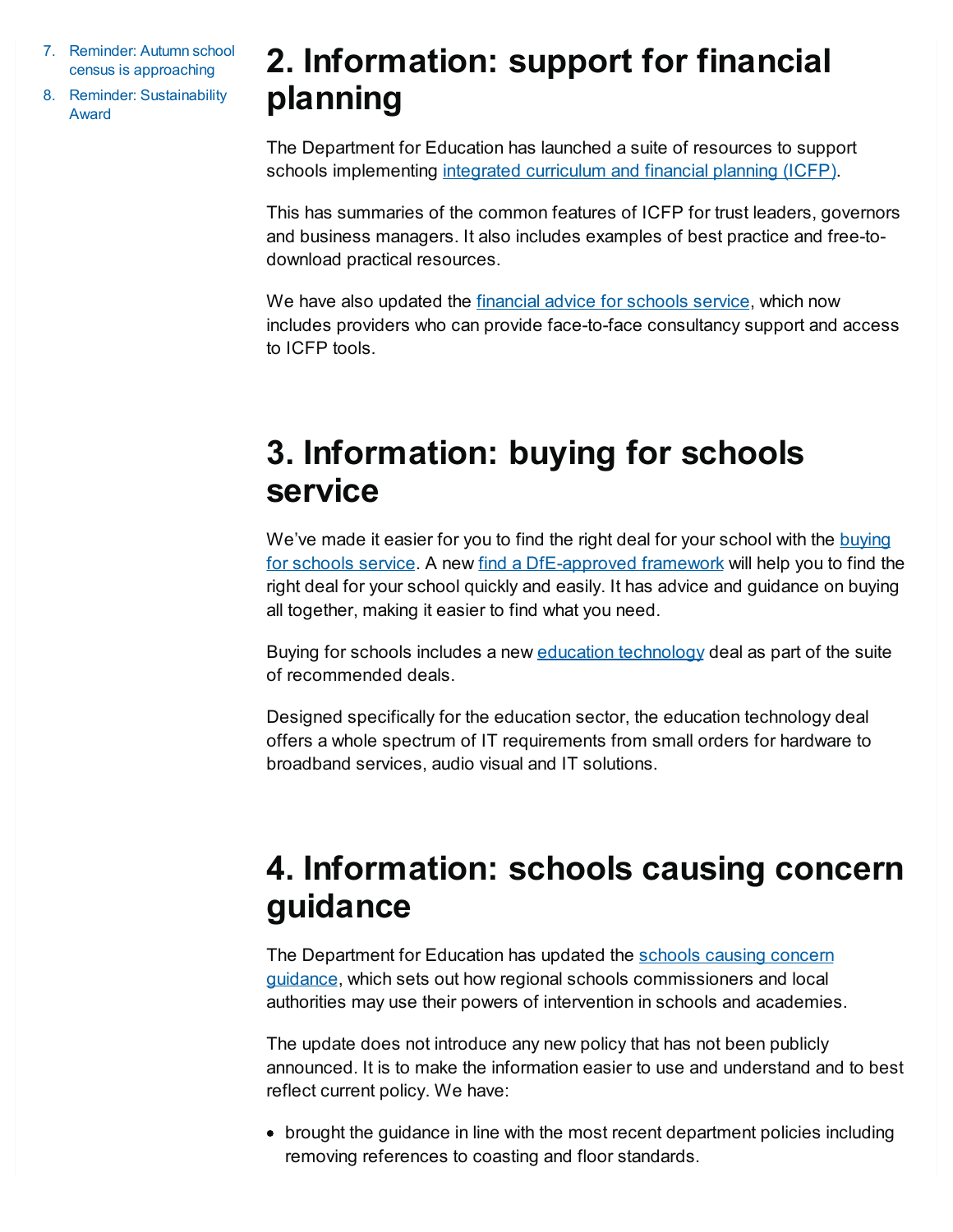7. Reminder: Autumn school census is approaching
8. Reminder: Sustainability Award

## 2. Information: support for financial planning

The Department for Education has launched a suite of resources to support schools implementing integrated curriculum and financial planning (ICFP).

This has summaries of the common features of ICFP for trust leaders, governors and business managers. It also includes examples of best practice and free-to-download practical resources.

We have also updated the financial advice for schools service, which now includes providers who can provide face-to-face consultancy support and access to ICFP tools.

## 3. Information: buying for schools service

We've made it easier for you to find the right deal for your school with the buying for schools service. A new find a DfE-approved framework will help you to find the right deal for your school quickly and easily. It has advice and guidance on buying all together, making it easier to find what you need.

Buying for schools includes a new education technology deal as part of the suite of recommended deals.

Designed specifically for the education sector, the education technology deal offers a whole spectrum of IT requirements from small orders for hardware to broadband services, audio visual and IT solutions.

## 4. Information: schools causing concern guidance

The Department for Education has updated the schools causing concern guidance, which sets out how regional schools commissioners and local authorities may use their powers of intervention in schools and academies.

The update does not introduce any new policy that has not been publicly announced. It is to make the information easier to use and understand and to best reflect current policy. We have:

- brought the guidance in line with the most recent department policies including removing references to coasting and floor standards.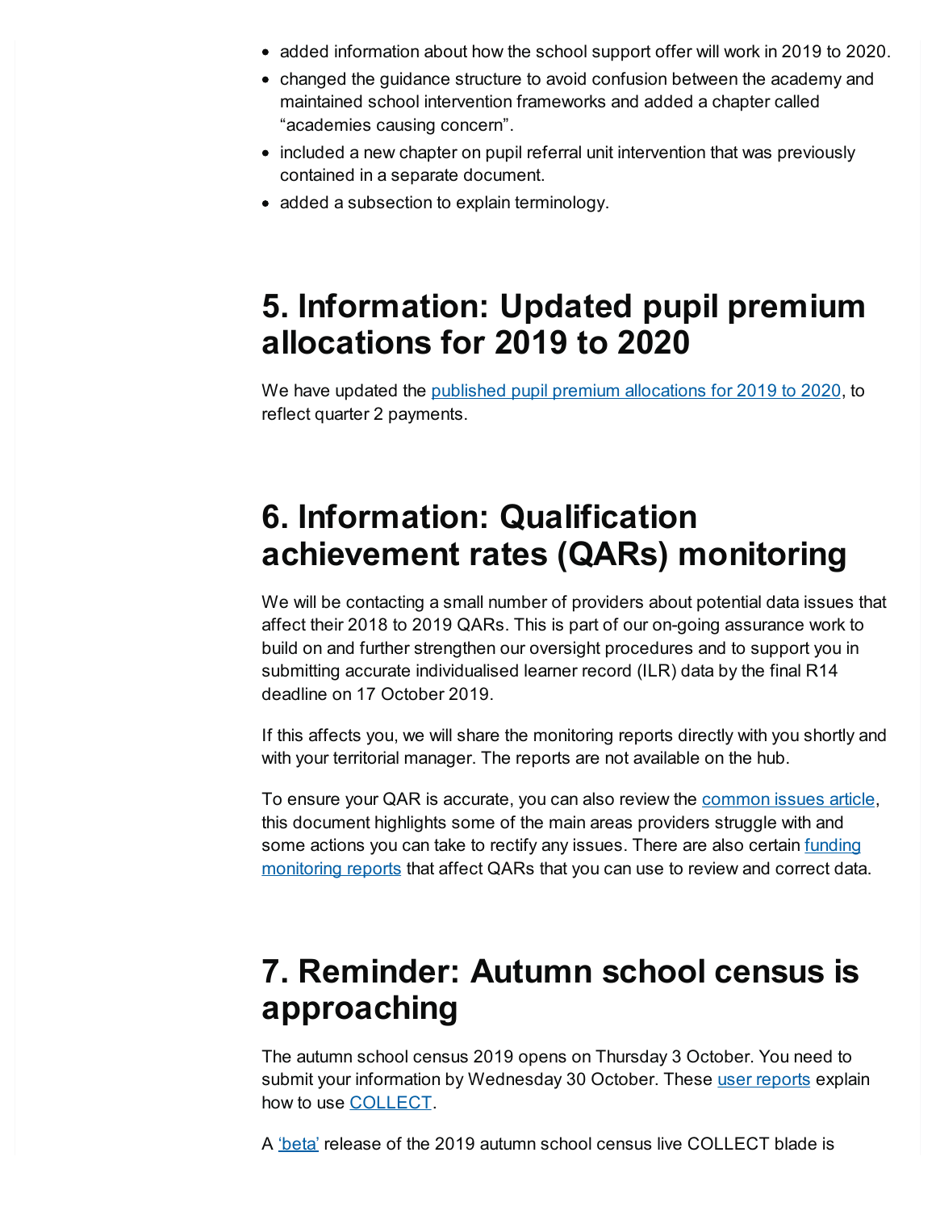- added information about how the school support offer will work in 2019 to 2020.
- changed the guidance structure to avoid confusion between the academy and maintained school intervention frameworks and added a chapter called "academies causing concern".
- included a new chapter on pupil referral unit intervention that was previously contained in a separate document.
- added a subsection to explain terminology.

# 5. Information: Updated pupil premium allocations for 2019 to 2020

We have updated the published pupil premium allocations for 2019 to 2020, to reflect quarter 2 payments.

# 6. Information: Qualification achievement rates (QARs) monitoring

We will be contacting a small number of providers about potential data issues that affect their 2018 to 2019 QARs. This is part of our on-going assurance work to build on and further strengthen our oversight procedures and to support you in submitting accurate individualised learner record (ILR) data by the final R14 deadline on 17 October 2019.

If this affects you, we will share the monitoring reports directly with you shortly and with your territorial manager. The reports are not available on the hub.

To ensure your QAR is accurate, you can also review the common issues article, this document highlights some of the main areas providers struggle with and some actions you can take to rectify any issues. There are also certain funding monitoring reports that affect QARs that you can use to review and correct data.

# 7. Reminder: Autumn school census is approaching

The autumn school census 2019 opens on Thursday 3 October. You need to submit your information by Wednesday 30 October. These user reports explain how to use COLLECT.

A 'beta' release of the 2019 autumn school census live COLLECT blade is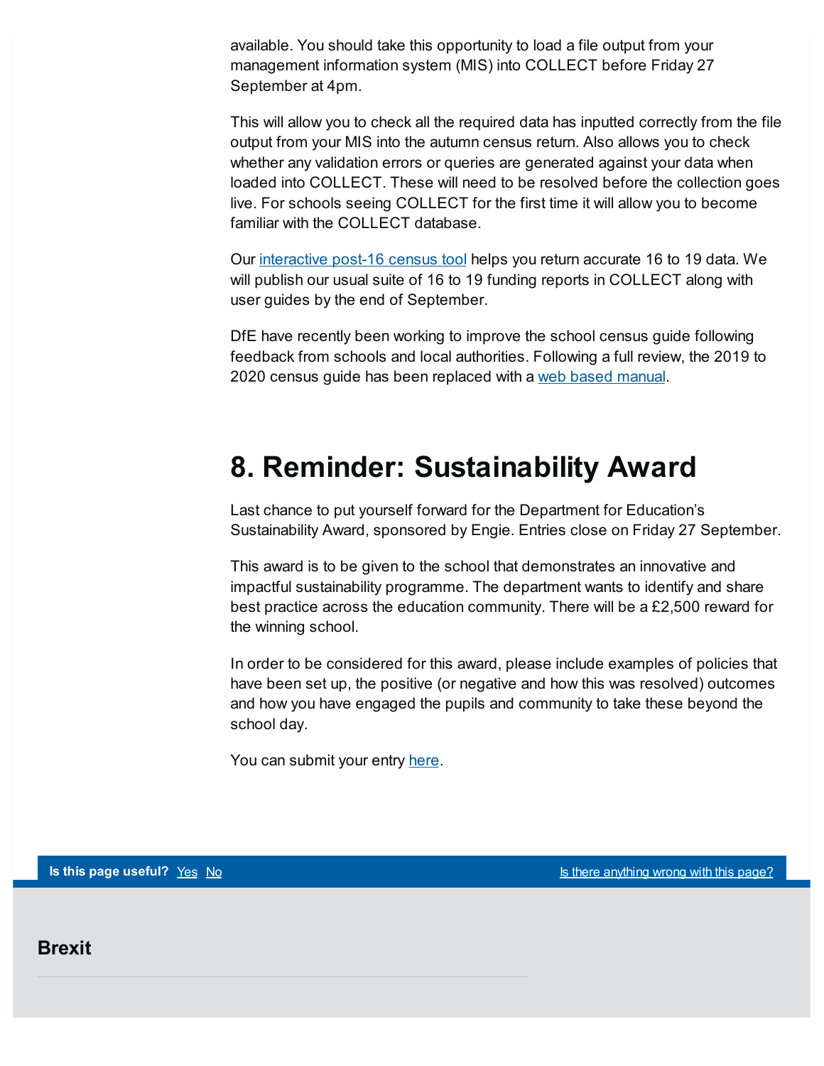available. You should take this opportunity to load a file output from your management information system (MIS) into COLLECT before Friday 27 September at 4pm.

This will allow you to check all the required data has inputted correctly from the file output from your MIS into the autumn census return. Also allows you to check whether any validation errors or queries are generated against your data when loaded into COLLECT. These will need to be resolved before the collection goes live. For schools seeing COLLECT for the first time it will allow you to become familiar with the COLLECT database.

Our [interactive post-16 census tool]() helps you return accurate 16 to 19 data. We will publish our usual suite of 16 to 19 funding reports in COLLECT along with user guides by the end of September.

DfE have recently been working to improve the school census guide following feedback from schools and local authorities. Following a full review, the 2019 to 2020 census guide has been replaced with a [web based manual]().

## 8. Reminder: Sustainability Award

Last chance to put yourself forward for the Department for Education's Sustainability Award, sponsored by Engie. Entries close on Friday 27 September.

This award is to be given to the school that demonstrates an innovative and impactful sustainability programme. The department wants to identify and share best practice across the education community. There will be a £2,500 reward for the winning school.

In order to be considered for this award, please include examples of policies that have been set up, the positive (or negative and how this was resolved) outcomes and how you have engaged the pupils and community to take these beyond the school day.

You can submit your entry [here]().

**Is this page useful?** Yes No    Is there anything wrong with this page?

**Brexit**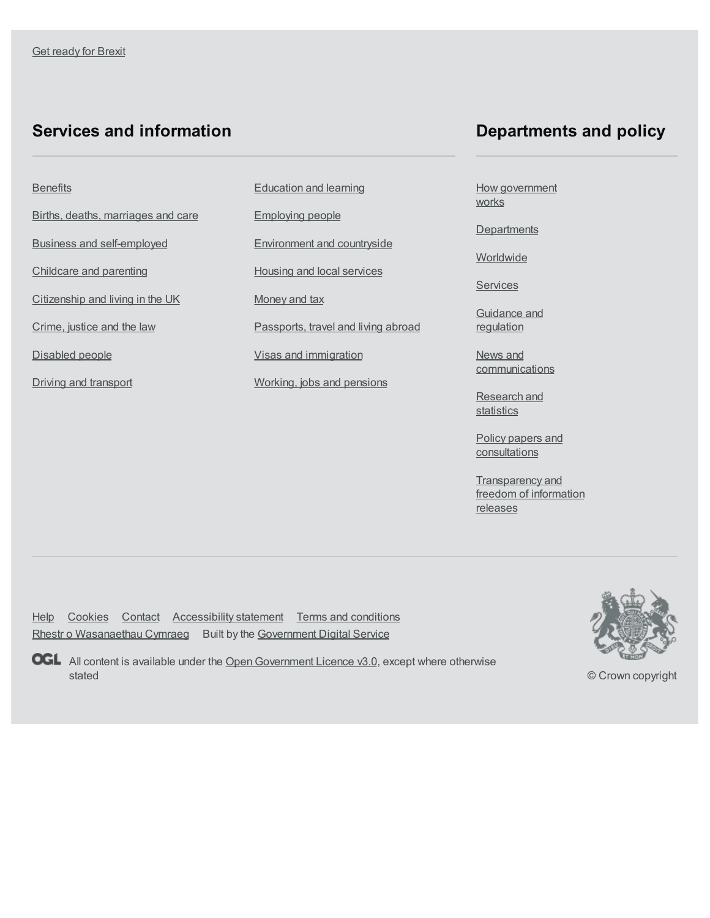Get ready for Brexit

## Services and information

- Benefits
- Births, deaths, marriages and care
- Business and self-employed
- Childcare and parenting
- Citizenship and living in the UK
- Crime, justice and the law
- Disabled people
- Driving and transport
- Education and learning
- Employing people
- Environment and countryside
- Housing and local services
- Money and tax
- Passports, travel and living abroad
- Visas and immigration
- Working, jobs and pensions

## Departments and policy

- How government works
- Departments
- Worldwide
- Services
- Guidance and regulation
- News and communications
- Research and statistics
- Policy papers and consultations
- Transparency and freedom of information releases

Help Cookies Contact Accessibility statement Terms and conditions
Rhestr o Wasanaethau Cymraeg Built by the Government Digital Service

OGL All content is available under the Open Government Licence v3.0, except where otherwise stated

© Crown copyright